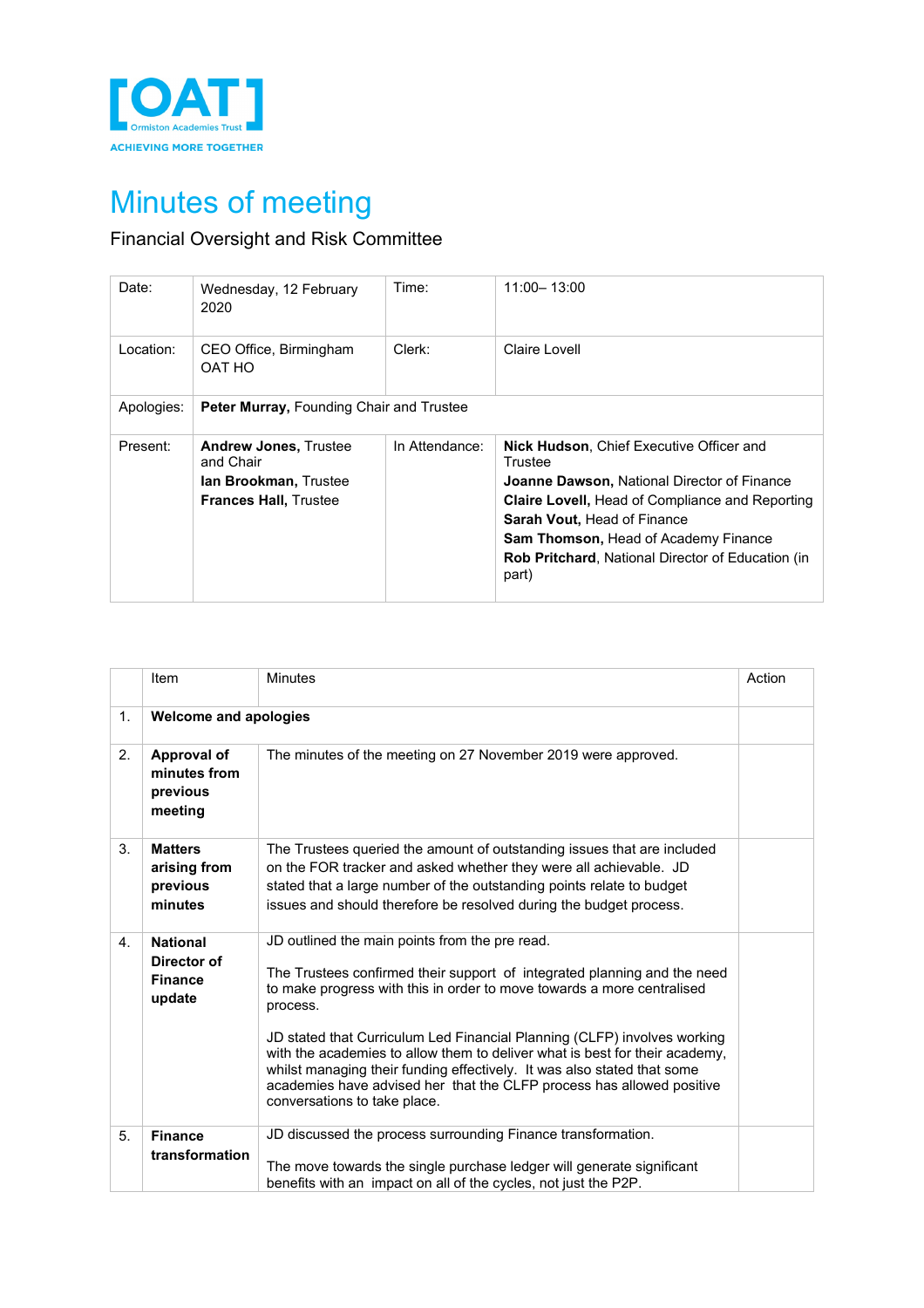[OAT] Ormiston Academies Trust

ACHIEVING MORE TOGETHER

# Minutes of meeting

## Financial Oversight and Risk Committee

| Date: | Wednesday, 12 February 2020 | Time: | 11:00– 13:00 |
|---|---|---|---|
| Location: | CEO Office, Birmingham OAT HO | Clerk: | Claire Lovell |
| Apologies: | **Peter Murray,** Founding Chair and Trustee | | |
| Present: | **Andrew Jones,** Trustee and Chair<br>**Ian Brookman,** Trustee<br>**Frances Hall,** Trustee | In Attendance: | **Nick Hudson**, Chief Executive Officer and Trustee<br>**Joanne Dawson,** National Director of Finance<br>**Claire Lovell,** Head of Compliance and Reporting<br>**Sarah Vout,** Head of Finance<br>**Sam Thomson,** Head of Academy Finance<br>**Rob Pritchard**, National Director of Education (in part) |

| | Item | Minutes | Action |
|---|---|---|---|
| 1. | **Welcome and apologies** | | |
| 2. | **Approval of minutes from previous meeting** | The minutes of the meeting on 27 November 2019 were approved. | |
| 3. | **Matters arising from previous minutes** | The Trustees queried the amount of outstanding issues that are included on the FOR tracker and asked whether they were all achievable. JD stated that a large number of the outstanding points relate to budget issues and should therefore be resolved during the budget process. | |
| 4. | **National Director of Finance update** | JD outlined the main points from the pre read.<br><br>The Trustees confirmed their support of integrated planning and the need to make progress with this in order to move towards a more centralised process.<br><br>JD stated that Curriculum Led Financial Planning (CLFP) involves working with the academies to allow them to deliver what is best for their academy, whilst managing their funding effectively. It was also stated that some academies have advised her that the CLFP process has allowed positive conversations to take place. | |
| 5. | **Finance transformation** | JD discussed the process surrounding Finance transformation.<br><br>The move towards the single purchase ledger will generate significant benefits with an impact on all of the cycles, not just the P2P. | |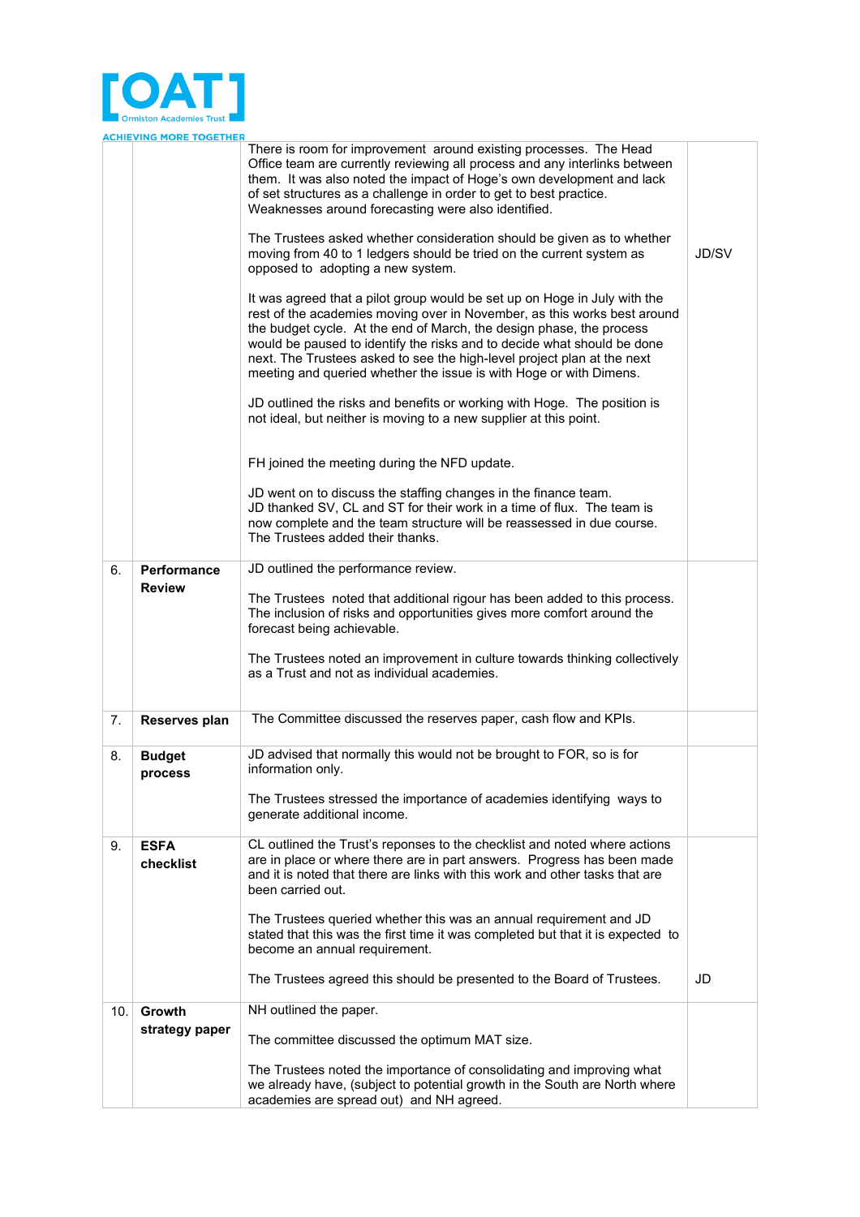| | | | |
|---|---|---|---|
| | | There is room for improvement around existing processes. The Head Office team are currently reviewing all process and any interlinks between them. It was also noted the impact of Hoge's own development and lack of set structures as a challenge in order to get to best practice. Weaknesses around forecasting were also identified.<br><br>The Trustees asked whether consideration should be given as to whether moving from 40 to 1 ledgers should be tried on the current system as opposed to adopting a new system.<br><br>It was agreed that a pilot group would be set up on Hoge in July with the rest of the academies moving over in November, as this works best around the budget cycle. At the end of March, the design phase, the process would be paused to identify the risks and to decide what should be done next. The Trustees asked to see the high-level project plan at the next meeting and queried whether the issue is with Hoge or with Dimens.<br><br>JD outlined the risks and benefits or working with Hoge. The position is not ideal, but neither is moving to a new supplier at this point.<br><br>FH joined the meeting during the NFD update.<br><br>JD went on to discuss the staffing changes in the finance team. JD thanked SV, CL and ST for their work in a time of flux. The team is now complete and the team structure will be reassessed in due course. The Trustees added their thanks. | JD/SV |
| 6. | **Performance Review** | JD outlined the performance review.<br><br>The Trustees noted that additional rigour has been added to this process. The inclusion of risks and opportunities gives more comfort around the forecast being achievable.<br><br>The Trustees noted an improvement in culture towards thinking collectively as a Trust and not as individual academies. | |
| 7. | **Reserves plan** | The Committee discussed the reserves paper, cash flow and KPIs. | |
| 8. | **Budget process** | JD advised that normally this would not be brought to FOR, so is for information only.<br><br>The Trustees stressed the importance of academies identifying ways to generate additional income. | |
| 9. | **ESFA checklist** | CL outlined the Trust's reponses to the checklist and noted where actions are in place or where there are in part answers. Progress has been made and it is noted that there are links with this work and other tasks that are been carried out.<br><br>The Trustees queried whether this was an annual requirement and JD stated that this was the first time it was completed but that it is expected to become an annual requirement.<br><br>The Trustees agreed this should be presented to the Board of Trustees. | JD |
| 10. | **Growth strategy paper** | NH outlined the paper.<br><br>The committee discussed the optimum MAT size.<br><br>The Trustees noted the importance of consolidating and improving what we already have, (subject to potential growth in the South are North where academies are spread out) and NH agreed. | |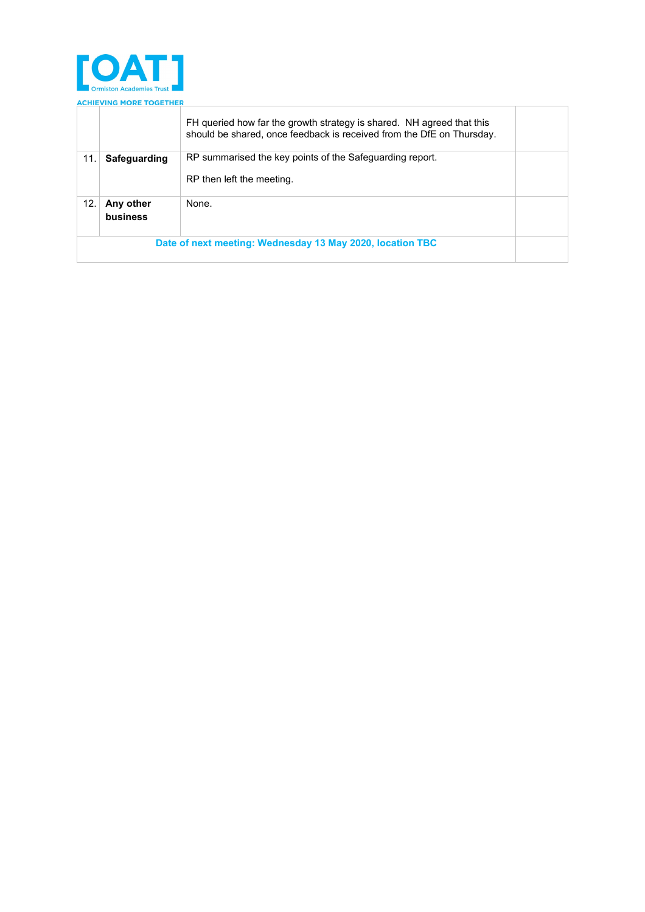| | | | |
|---|---|---|---|
| | | FH queried how far the growth strategy is shared. NH agreed that this should be shared, once feedback is received from the DfE on Thursday. | |
| 11. | **Safeguarding** | RP summarised the key points of the Safeguarding report.<br><br>RP then left the meeting. | |
| 12. | **Any other business** | None. | |
| **Date of next meeting: Wednesday 13 May 2020, location TBC** | | | |